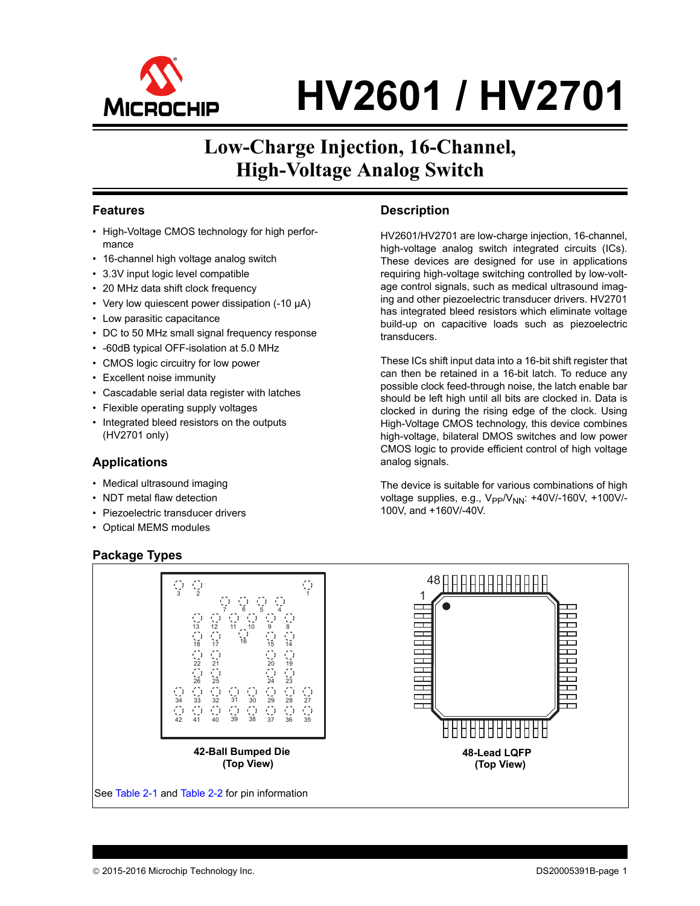# HV2601 / HV2701

## Low-Charge Injection, 16-Channel, High-Voltage Analog Switch

### Features

- High-Voltage CMOS technology for high performance
- 16-channel high voltage analog switch
- 3.3V input logic level compatible
- 20 MHz data shift clock frequency
- Very low quiescent power dissipation (-10 µA)
- Low parasitic capacitance
- DC to 50 MHz small signal frequency response
- -60dB typical OFF-isolation at 5.0 MHz
- CMOS logic circuitry for low power
- Excellent noise immunity
- Cascadable serial data register with latches
- Flexible operating supply voltages
- Integrated bleed resistors on the outputs (HV2701 only)

### Applications

- Medical ultrasound imaging
- NDT metal flaw detection
- Piezoelectric transducer drivers
- Optical MEMS modules

### Description

HV2601/HV2701 are low-charge injection, 16-channel, high-voltage analog switch integrated circuits (ICs). These devices are designed for use in applications requiring high-voltage switching controlled by low-voltage control signals, such as medical ultrasound imaging and other piezoelectric transducer drivers. HV2701 has integrated bleed resistors which eliminate voltage build-up on capacitive loads such as piezoelectric transducers.

These ICs shift input data into a 16-bit shift register that can then be retained in a 16-bit latch. To reduce any possible clock feed-through noise, the latch enable bar should be left high until all bits are clocked in. Data is clocked in during the rising edge of the clock. Using High-Voltage CMOS technology, this device combines high-voltage, bilateral DMOS switches and low power CMOS logic to provide efficient control of high voltage analog signals.

The device is suitable for various combinations of high voltage supplies, e.g., $V_{PP}/V_{NN}$: +40V/-160V, +100V/-100V, and +160V/-40V.

### Package Types

42-Ball Bumped Die
(Top View)

48-Lead LQFP
(Top View)

See Table 2-1 and Table 2-2 for pin information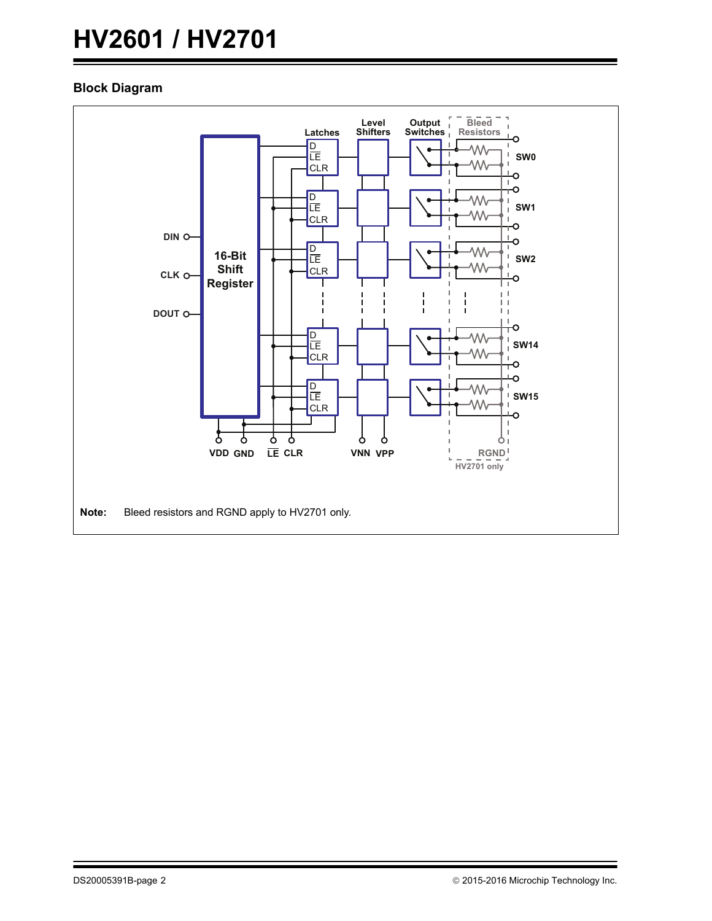## Block Diagram

Note: Bleed resistors and RGND apply to HV2701 only.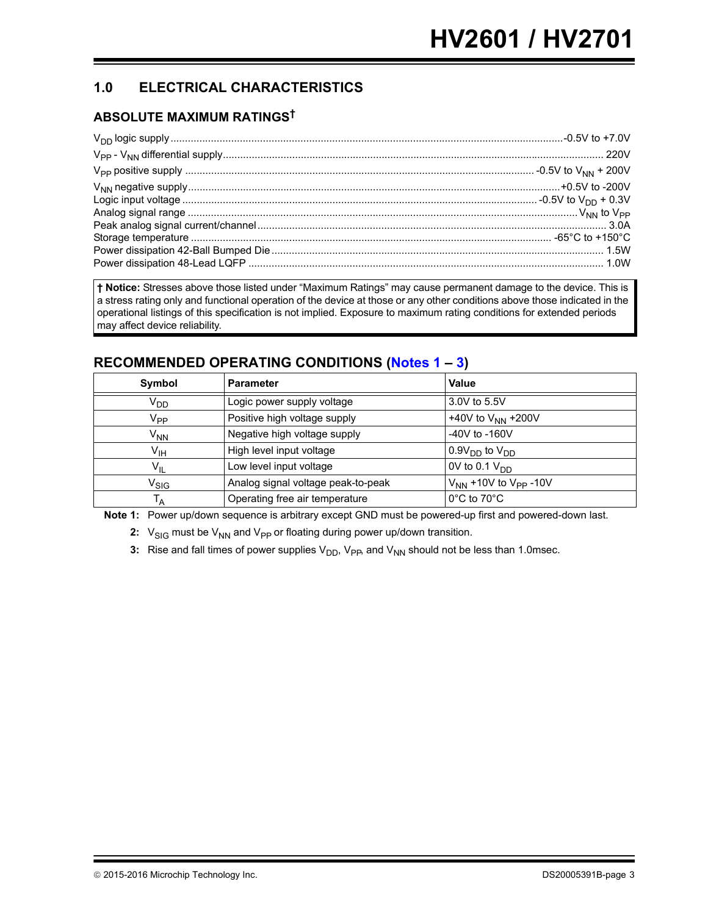## 1.0 ELECTRICAL CHARACTERISTICS

### ABSOLUTE MAXIMUM RATINGS†

$V_{DD}$ logic supply ........................................ -0.5V to +7.0V
$V_{PP}$ - $V_{NN}$ differential supply ........................................ 220V
$V_{PP}$ positive supply ........................................ -0.5V to $V_{NN}$ + 200V
$V_{NN}$ negative supply ........................................ +0.5V to -200V
Logic input voltage ........................................ -0.5V to $V_{DD}$ + 0.3V
Analog signal range ........................................ $V_{NN}$ to $V_{PP}$
Peak analog signal current/channel ........................................ 3.0A
Storage temperature ........................................ -65°C to +150°C
Power dissipation 42-Ball Bumped Die ........................................ 1.5W
Power dissipation 48-Lead LQFP ........................................ 1.0W

**† Notice:** Stresses above those listed under “Maximum Ratings” may cause permanent damage to the device. This is a stress rating only and functional operation of the device at those or any other conditions above those indicated in the operational listings of this specification is not implied. Exposure to maximum rating conditions for extended periods may affect device reliability.

### RECOMMENDED OPERATING CONDITIONS (Notes 1 – 3)

| Symbol | Parameter | Value |
|---|---|---|
| $V_{DD}$ | Logic power supply voltage | 3.0V to 5.5V |
| $V_{PP}$ | Positive high voltage supply | +40V to $V_{NN}$ +200V |
| $V_{NN}$ | Negative high voltage supply | -40V to -160V |
| $V_{IH}$ | High level input voltage | $0.9V_{DD}$ to $V_{DD}$ |
| $V_{IL}$ | Low level input voltage | 0V to 0.1 $V_{DD}$ |
| $V_{SIG}$ | Analog signal voltage peak-to-peak | $V_{NN}$ +10V to $V_{PP}$ -10V |
| $T_A$ | Operating free air temperature | 0°C to 70°C |

**Note 1:** Power up/down sequence is arbitrary except GND must be powered-up first and powered-down last.

**2:** $V_{SIG}$ must be $V_{NN}$ and $V_{PP}$ or floating during power up/down transition.

**3:** Rise and fall times of power supplies $V_{DD}$, $V_{PP}$, and $V_{NN}$ should not be less than 1.0msec.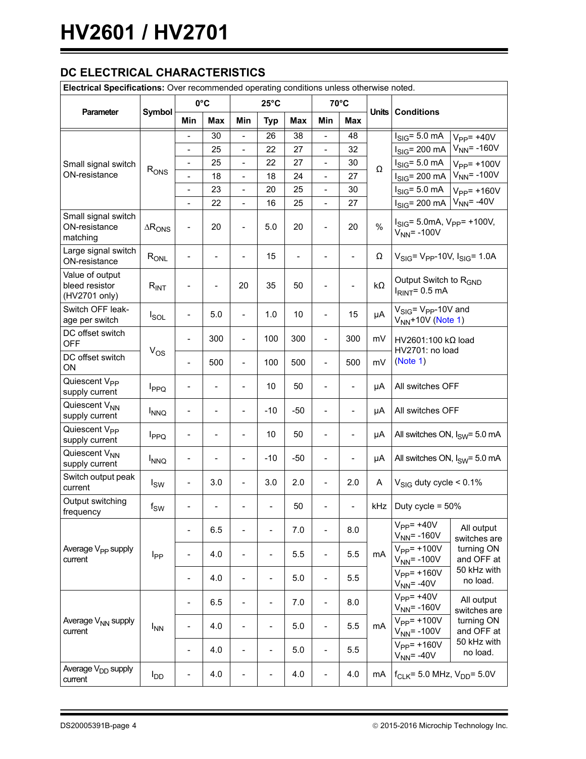## DC ELECTRICAL CHARACTERISTICS

| Electrical Specifications: Over recommended operating conditions unless otherwise noted. | | | | | | | | | | | |
|---|---|---|---|---|---|---|---|---|---|---|---|
| Parameter | Symbol | 0°C | | 25°C | | | 70°C | | Units | Conditions | |
| | | Min | Max | Min | Typ | Max | Min | Max | | | |
| Small signal switch ON-resistance | $R_{ONS}$ | - | 30 | - | 26 | 38 | - | 48 | Ω | $I_{SIG}$= 5.0 mA | $V_{PP}$= +40V $V_{NN}$= -160V |
| | | - | 25 | - | 22 | 27 | - | 32 | | $I_{SIG}$= 200 mA | |
| | | - | 25 | - | 22 | 27 | - | 30 | | $I_{SIG}$= 5.0 mA | $V_{PP}$= +100V $V_{NN}$= -100V |
| | | - | 18 | - | 18 | 24 | - | 27 | | $I_{SIG}$= 200 mA | |
| | | - | 23 | - | 20 | 25 | - | 30 | | $I_{SIG}$= 5.0 mA | $V_{PP}$= +160V $V_{NN}$= -40V |
| | | - | 22 | - | 16 | 25 | - | 27 | | $I_{SIG}$= 200 mA | |
| Small signal switch ON-resistance matching | $\Delta R_{ONS}$ | - | 20 | - | 5.0 | 20 | - | 20 | % | $I_{SIG}$= 5.0mA, $V_{PP}$= +100V, $V_{NN}$= -100V | |
| Large signal switch ON-resistance | $R_{ONL}$ | - | - | - | 15 | - | - | - | Ω | $V_{SIG}$= $V_{PP}$-10V, $I_{SIG}$= 1.0A | |
| Value of output bleed resistor (HV2701 only) | $R_{INT}$ | - | - | 20 | 35 | 50 | - | - | kΩ | Output Switch to $R_{GND}$ $I_{RINT}$= 0.5 mA | |
| Switch OFF leakage per switch | $I_{SOL}$ | - | 5.0 | - | 1.0 | 10 | - | 15 | µA | $V_{SIG}$= $V_{PP}$-10V and $V_{NN}$+10V (Note 1) | |
| DC offset switch OFF | $V_{OS}$ | - | 300 | - | 100 | 300 | - | 300 | mV | HV2601:100 kΩ load HV2701: no load (Note 1) | |
| DC offset switch ON | | - | 500 | - | 100 | 500 | - | 500 | mV | | |
| Quiescent $V_{PP}$ supply current | $I_{PPQ}$ | - | - | - | 10 | 50 | - | - | µA | All switches OFF | |
| Quiescent $V_{NN}$ supply current | $I_{NNQ}$ | - | - | - | -10 | -50 | - | - | µA | All switches OFF | |
| Quiescent $V_{PP}$ supply current | $I_{PPQ}$ | - | - | - | 10 | 50 | - | - | µA | All switches ON, $I_{SW}$= 5.0 mA | |
| Quiescent $V_{NN}$ supply current | $I_{NNQ}$ | - | - | - | -10 | -50 | - | - | µA | All switches ON, $I_{SW}$= 5.0 mA | |
| Switch output peak current | $I_{SW}$ | - | 3.0 | - | 3.0 | 2.0 | - | 2.0 | A | $V_{SIG}$ duty cycle < 0.1% | |
| Output switching frequency | $f_{SW}$ | - | - | - | - | 50 | - | - | kHz | Duty cycle = 50% | |
| Average $V_{PP}$ supply current | $I_{PP}$ | - | 6.5 | - | - | 7.0 | - | 8.0 | mA | $V_{PP}$= +40V $V_{NN}$= -160V | All output switches are turning ON and OFF at 50 kHz with no load. |
| | | - | 4.0 | - | - | 5.5 | - | 5.5 | | $V_{PP}$= +100V $V_{NN}$= -100V | |
| | | - | 4.0 | - | - | 5.0 | - | 5.5 | | $V_{PP}$= +160V $V_{NN}$= -40V | |
| Average $V_{NN}$ supply current | $I_{NN}$ | - | 6.5 | - | - | 7.0 | - | 8.0 | mA | $V_{PP}$= +40V $V_{NN}$= -160V | All output switches are turning ON and OFF at 50 kHz with no load. |
| | | - | 4.0 | - | - | 5.0 | - | 5.5 | | $V_{PP}$= +100V $V_{NN}$= -100V | |
| | | - | 4.0 | - | - | 5.0 | - | 5.5 | | $V_{PP}$= +160V $V_{NN}$= -40V | |
| Average $V_{DD}$ supply current | $I_{DD}$ | - | 4.0 | - | - | 4.0 | - | 4.0 | mA | $f_{CLK}$= 5.0 MHz, $V_{DD}$= 5.0V | |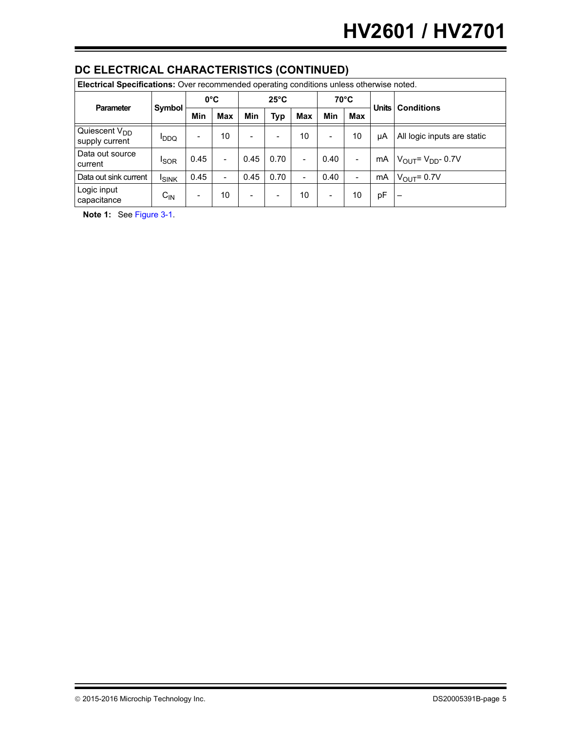## DC ELECTRICAL CHARACTERISTICS (CONTINUED)

| Electrical Specifications: Over recommended operating conditions unless otherwise noted. | | | | | | | | | | |
|---|---|---|---|---|---|---|---|---|---|---|
| Parameter | Symbol | 0°C | | 25°C | | | 70°C | | Units | Conditions |
| | | Min | Max | Min | Typ | Max | Min | Max | | |
| Quiescent $V_{DD}$ supply current | $I_{DDQ}$ | - | 10 | - | - | 10 | - | 10 | μA | All logic inputs are static |
| Data out source current | $I_{SOR}$ | 0.45 | - | 0.45 | 0.70 | - | 0.40 | - | mA | $V_{OUT} = V_{DD} - 0.7V$ |
| Data out sink current | $I_{SINK}$ | 0.45 | - | 0.45 | 0.70 | - | 0.40 | - | mA | $V_{OUT} = 0.7V$ |
| Logic input capacitance | $C_{IN}$ | - | 10 | - | - | 10 | - | 10 | pF | – |

**Note 1:** See Figure 3-1.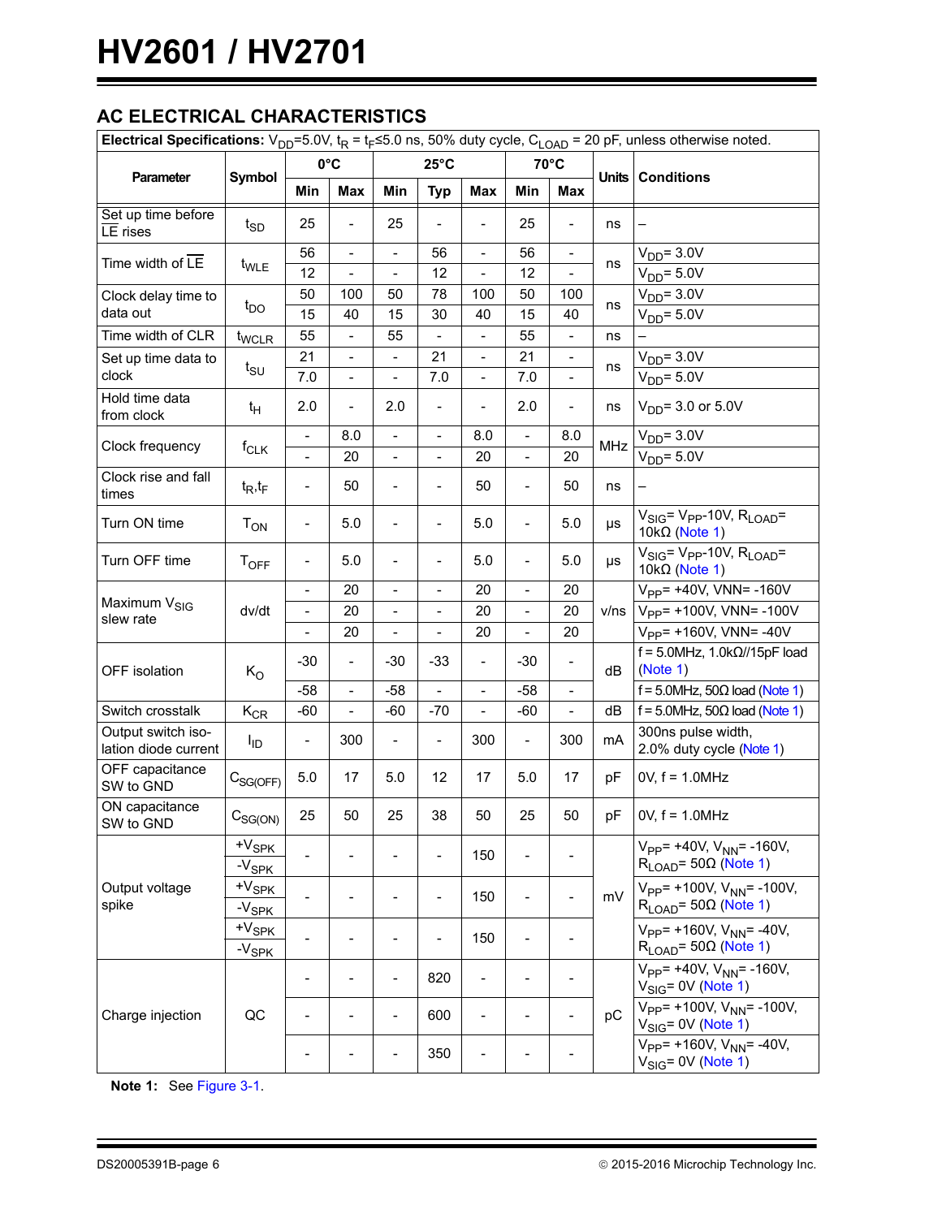## AC ELECTRICAL CHARACTERISTICS

| Electrical Specifications: $V_{DD}$=5.0V, $t_R$ = $t_F$≤5.0 ns, 50% duty cycle, $C_{LOAD}$ = 20 pF, unless otherwise noted. | | | | | | | | | | | |
|---|---|---|---|---|---|---|---|---|---|---|---|
| Parameter | Symbol | 0°C | | 25°C | | | 70°C | | Units | Conditions |
| | | Min | Max | Min | Typ | Max | Min | Max | | |
| Set up time before LE rises | $t_{SD}$ | 25 | - | 25 | - | - | 25 | - | ns | – |
| Time width of $\overline{LE}$ | $t_{WLE}$ | 56 | - | - | 56 | - | 56 | - | ns | $V_{DD}$= 3.0V |
| | | 12 | - | - | 12 | - | 12 | - | | $V_{DD}$= 5.0V |
| Clock delay time to data out | $t_{DO}$ | 50 | 100 | 50 | 78 | 100 | 50 | 100 | ns | $V_{DD}$= 3.0V |
| | | 15 | 40 | 15 | 30 | 40 | 15 | 40 | | $V_{DD}$= 5.0V |
| Time width of CLR | $t_{WCLR}$ | 55 | - | 55 | - | - | 55 | - | ns | – |
| Set up time data to clock | $t_{SU}$ | 21 | - | - | 21 | - | 21 | - | ns | $V_{DD}$= 3.0V |
| | | 7.0 | - | - | 7.0 | - | 7.0 | - | | $V_{DD}$= 5.0V |
| Hold time data from clock | $t_H$ | 2.0 | - | 2.0 | - | - | 2.0 | - | ns | $V_{DD}$= 3.0 or 5.0V |
| Clock frequency | $f_{CLK}$ | - | 8.0 | - | - | 8.0 | - | 8.0 | MHz | $V_{DD}$= 3.0V |
| | | - | 20 | - | - | 20 | - | 20 | | $V_{DD}$= 5.0V |
| Clock rise and fall times | $t_R$,$t_F$ | - | 50 | - | - | 50 | - | 50 | ns | – |
| Turn ON time | $T_{ON}$ | - | 5.0 | - | - | 5.0 | - | 5.0 | µs | $V_{SIG}$= $V_{PP}$-10V, $R_{LOAD}$= 10kΩ (Note 1) |
| Turn OFF time | $T_{OFF}$ | - | 5.0 | - | - | 5.0 | - | 5.0 | µs | $V_{SIG}$= $V_{PP}$-10V, $R_{LOAD}$= 10kΩ (Note 1) |
| Maximum $V_{SIG}$ slew rate | dv/dt | - | 20 | - | - | 20 | - | 20 | v/ns | $V_{PP}$= +40V, VNN= -160V |
| | | - | 20 | - | - | 20 | - | 20 | | $V_{PP}$= +100V, VNN= -100V |
| | | - | 20 | - | - | 20 | - | 20 | | $V_{PP}$= +160V, VNN= -40V |
| OFF isolation | $K_O$ | -30 | - | -30 | -33 | - | -30 | - | dB | f = 5.0MHz, 1.0kΩ//15pF load (Note 1) |
| | | -58 | - | -58 | - | - | -58 | - | | f = 5.0MHz, 50Ω load (Note 1) |
| Switch crosstalk | $K_{CR}$ | -60 | - | -60 | -70 | - | -60 | - | dB | f = 5.0MHz, 50Ω load (Note 1) |
| Output switch isolation diode current | $I_{ID}$ | - | 300 | - | - | 300 | - | 300 | mA | 300ns pulse width, 2.0% duty cycle (Note 1) |
| OFF capacitance SW to GND | $C_{SG(OFF)}$ | 5.0 | 17 | 5.0 | 12 | 17 | 5.0 | 17 | pF | 0V, f = 1.0MHz |
| ON capacitance SW to GND | $C_{SG(ON)}$ | 25 | 50 | 25 | 38 | 50 | 25 | 50 | pF | 0V, f = 1.0MHz |
| Output voltage spike | $+V_{SPK}$ / $-V_{SPK}$ | - | - | - | - | 150 | - | - | mV | $V_{PP}$= +40V, $V_{NN}$= -160V, $R_{LOAD}$= 50Ω (Note 1) |
| | $+V_{SPK}$ / $-V_{SPK}$ | - | - | - | - | 150 | - | - | | $V_{PP}$= +100V, $V_{NN}$= -100V, $R_{LOAD}$= 50Ω (Note 1) |
| | $+V_{SPK}$ / $-V_{SPK}$ | - | - | - | - | 150 | - | - | | $V_{PP}$= +160V, $V_{NN}$= -40V, $R_{LOAD}$= 50Ω (Note 1) |
| Charge injection | QC | - | - | - | 820 | - | - | - | pC | $V_{PP}$= +40V, $V_{NN}$= -160V, $V_{SIG}$= 0V (Note 1) |
| | | - | - | - | 600 | - | - | - | | $V_{PP}$= +100V, $V_{NN}$= -100V, $V_{SIG}$= 0V (Note 1) |
| | | - | - | - | 350 | - | - | - | | $V_{PP}$= +160V, $V_{NN}$= -40V, $V_{SIG}$= 0V (Note 1) |

**Note 1:** See Figure 3-1.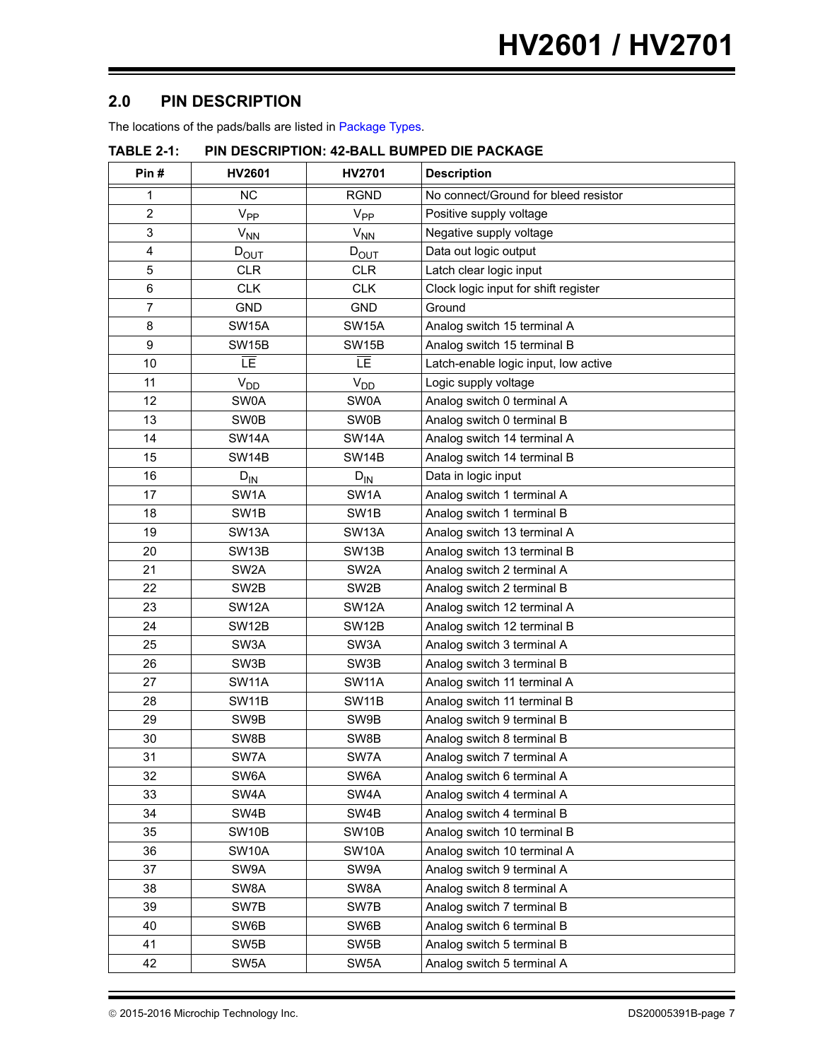## 2.0 PIN DESCRIPTION

The locations of the pads/balls are listed in Package Types.

**TABLE 2-1: PIN DESCRIPTION: 42-BALL BUMPED DIE PACKAGE**

| Pin # | HV2601 | HV2701 | Description |
|---|---|---|---|
| 1 | NC | RGND | No connect/Ground for bleed resistor |
| 2 | $V_{PP}$ | $V_{PP}$ | Positive supply voltage |
| 3 | $V_{NN}$ | $V_{NN}$ | Negative supply voltage |
| 4 | $D_{OUT}$ | $D_{OUT}$ | Data out logic output |
| 5 | CLR | CLR | Latch clear logic input |
| 6 | CLK | CLK | Clock logic input for shift register |
| 7 | GND | GND | Ground |
| 8 | SW15A | SW15A | Analog switch 15 terminal A |
| 9 | SW15B | SW15B | Analog switch 15 terminal B |
| 10 | $\overline{LE}$ | $\overline{LE}$ | Latch-enable logic input, low active |
| 11 | $V_{DD}$ | $V_{DD}$ | Logic supply voltage |
| 12 | SW0A | SW0A | Analog switch 0 terminal A |
| 13 | SW0B | SW0B | Analog switch 0 terminal B |
| 14 | SW14A | SW14A | Analog switch 14 terminal A |
| 15 | SW14B | SW14B | Analog switch 14 terminal B |
| 16 | $D_{IN}$ | $D_{IN}$ | Data in logic input |
| 17 | SW1A | SW1A | Analog switch 1 terminal A |
| 18 | SW1B | SW1B | Analog switch 1 terminal B |
| 19 | SW13A | SW13A | Analog switch 13 terminal A |
| 20 | SW13B | SW13B | Analog switch 13 terminal B |
| 21 | SW2A | SW2A | Analog switch 2 terminal A |
| 22 | SW2B | SW2B | Analog switch 2 terminal B |
| 23 | SW12A | SW12A | Analog switch 12 terminal A |
| 24 | SW12B | SW12B | Analog switch 12 terminal B |
| 25 | SW3A | SW3A | Analog switch 3 terminal A |
| 26 | SW3B | SW3B | Analog switch 3 terminal B |
| 27 | SW11A | SW11A | Analog switch 11 terminal A |
| 28 | SW11B | SW11B | Analog switch 11 terminal B |
| 29 | SW9B | SW9B | Analog switch 9 terminal B |
| 30 | SW8B | SW8B | Analog switch 8 terminal B |
| 31 | SW7A | SW7A | Analog switch 7 terminal A |
| 32 | SW6A | SW6A | Analog switch 6 terminal A |
| 33 | SW4A | SW4A | Analog switch 4 terminal A |
| 34 | SW4B | SW4B | Analog switch 4 terminal B |
| 35 | SW10B | SW10B | Analog switch 10 terminal B |
| 36 | SW10A | SW10A | Analog switch 10 terminal A |
| 37 | SW9A | SW9A | Analog switch 9 terminal A |
| 38 | SW8A | SW8A | Analog switch 8 terminal A |
| 39 | SW7B | SW7B | Analog switch 7 terminal B |
| 40 | SW6B | SW6B | Analog switch 6 terminal B |
| 41 | SW5B | SW5B | Analog switch 5 terminal B |
| 42 | SW5A | SW5A | Analog switch 5 terminal A |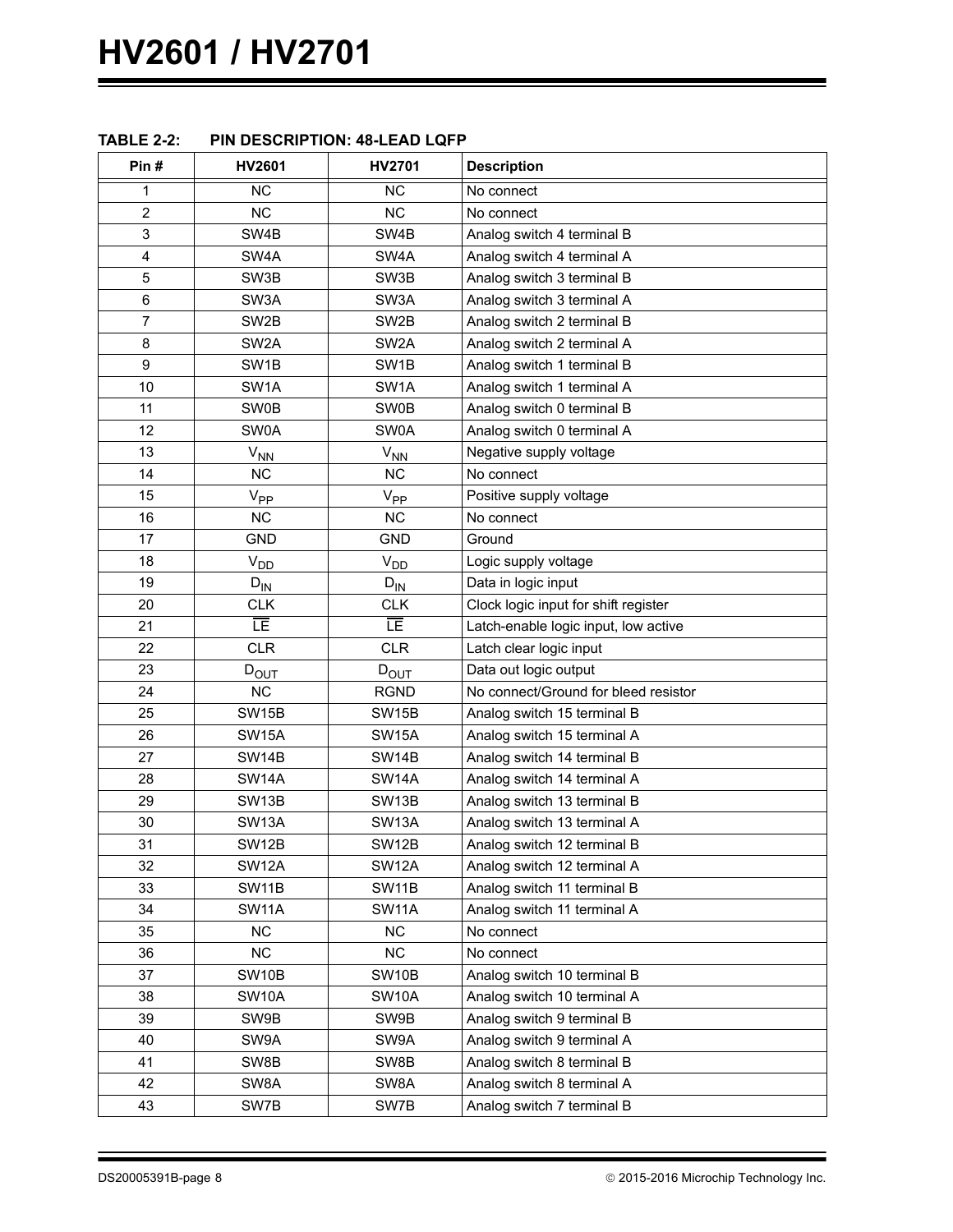**TABLE 2-2: PIN DESCRIPTION: 48-LEAD LQFP**

| Pin # | HV2601 | HV2701 | Description |
|---|---|---|---|
| 1 | NC | NC | No connect |
| 2 | NC | NC | No connect |
| 3 | SW4B | SW4B | Analog switch 4 terminal B |
| 4 | SW4A | SW4A | Analog switch 4 terminal A |
| 5 | SW3B | SW3B | Analog switch 3 terminal B |
| 6 | SW3A | SW3A | Analog switch 3 terminal A |
| 7 | SW2B | SW2B | Analog switch 2 terminal B |
| 8 | SW2A | SW2A | Analog switch 2 terminal A |
| 9 | SW1B | SW1B | Analog switch 1 terminal B |
| 10 | SW1A | SW1A | Analog switch 1 terminal A |
| 11 | SW0B | SW0B | Analog switch 0 terminal B |
| 12 | SW0A | SW0A | Analog switch 0 terminal A |
| 13 | $V_{NN}$ | $V_{NN}$ | Negative supply voltage |
| 14 | NC | NC | No connect |
| 15 | $V_{PP}$ | $V_{PP}$ | Positive supply voltage |
| 16 | NC | NC | No connect |
| 17 | GND | GND | Ground |
| 18 | $V_{DD}$ | $V_{DD}$ | Logic supply voltage |
| 19 | $D_{IN}$ | $D_{IN}$ | Data in logic input |
| 20 | CLK | CLK | Clock logic input for shift register |
| 21 | $\overline{LE}$ | $\overline{LE}$ | Latch-enable logic input, low active |
| 22 | CLR | CLR | Latch clear logic input |
| 23 | $D_{OUT}$ | $D_{OUT}$ | Data out logic output |
| 24 | NC | RGND | No connect/Ground for bleed resistor |
| 25 | SW15B | SW15B | Analog switch 15 terminal B |
| 26 | SW15A | SW15A | Analog switch 15 terminal A |
| 27 | SW14B | SW14B | Analog switch 14 terminal B |
| 28 | SW14A | SW14A | Analog switch 14 terminal A |
| 29 | SW13B | SW13B | Analog switch 13 terminal B |
| 30 | SW13A | SW13A | Analog switch 13 terminal A |
| 31 | SW12B | SW12B | Analog switch 12 terminal B |
| 32 | SW12A | SW12A | Analog switch 12 terminal A |
| 33 | SW11B | SW11B | Analog switch 11 terminal B |
| 34 | SW11A | SW11A | Analog switch 11 terminal A |
| 35 | NC | NC | No connect |
| 36 | NC | NC | No connect |
| 37 | SW10B | SW10B | Analog switch 10 terminal B |
| 38 | SW10A | SW10A | Analog switch 10 terminal A |
| 39 | SW9B | SW9B | Analog switch 9 terminal B |
| 40 | SW9A | SW9A | Analog switch 9 terminal A |
| 41 | SW8B | SW8B | Analog switch 8 terminal B |
| 42 | SW8A | SW8A | Analog switch 8 terminal A |
| 43 | SW7B | SW7B | Analog switch 7 terminal B |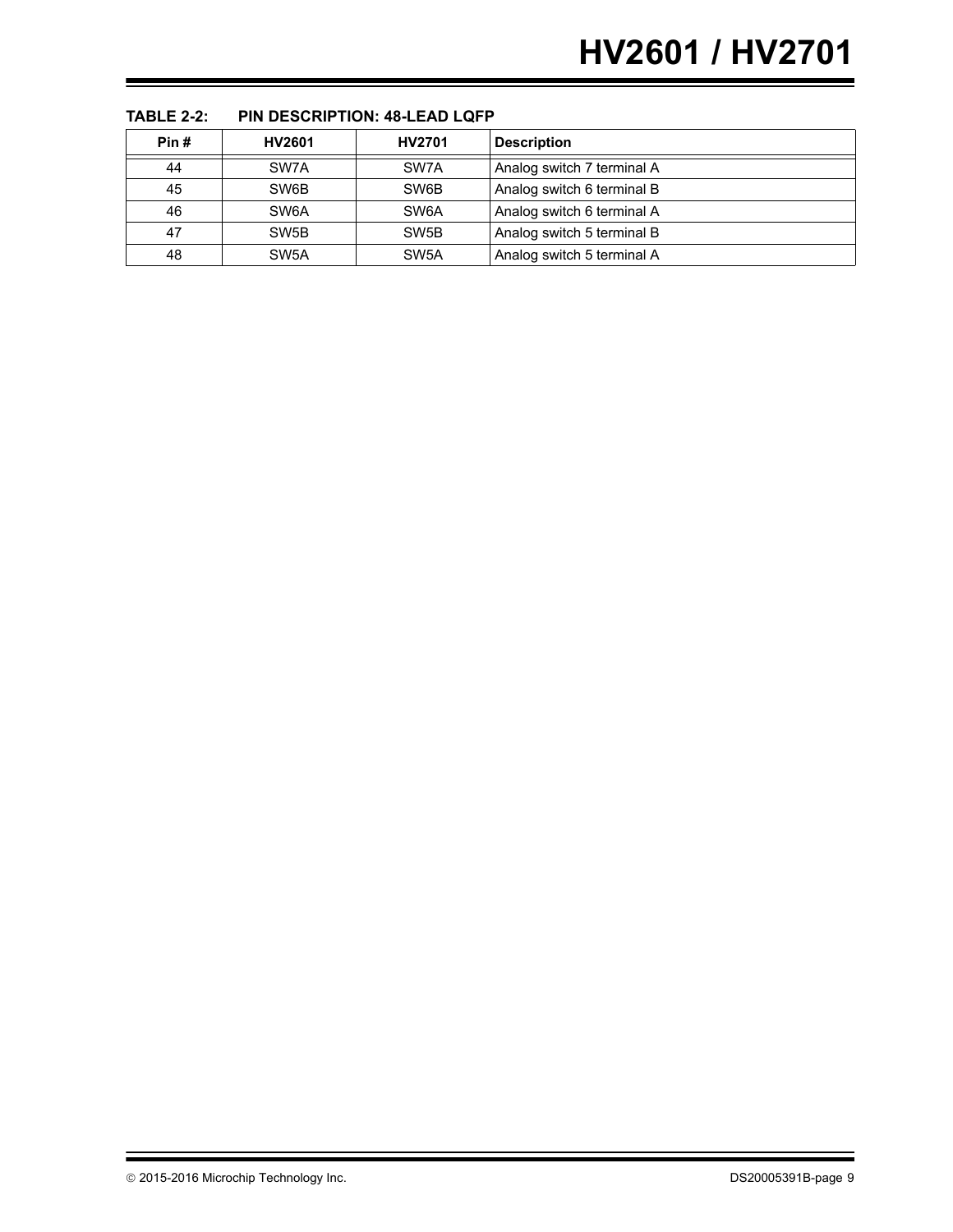**TABLE 2-2: PIN DESCRIPTION: 48-LEAD LQFP**

| Pin # | HV2601 | HV2701 | Description |
|---|---|---|---|
| 44 | SW7A | SW7A | Analog switch 7 terminal A |
| 45 | SW6B | SW6B | Analog switch 6 terminal B |
| 46 | SW6A | SW6A | Analog switch 6 terminal A |
| 47 | SW5B | SW5B | Analog switch 5 terminal B |
| 48 | SW5A | SW5A | Analog switch 5 terminal A |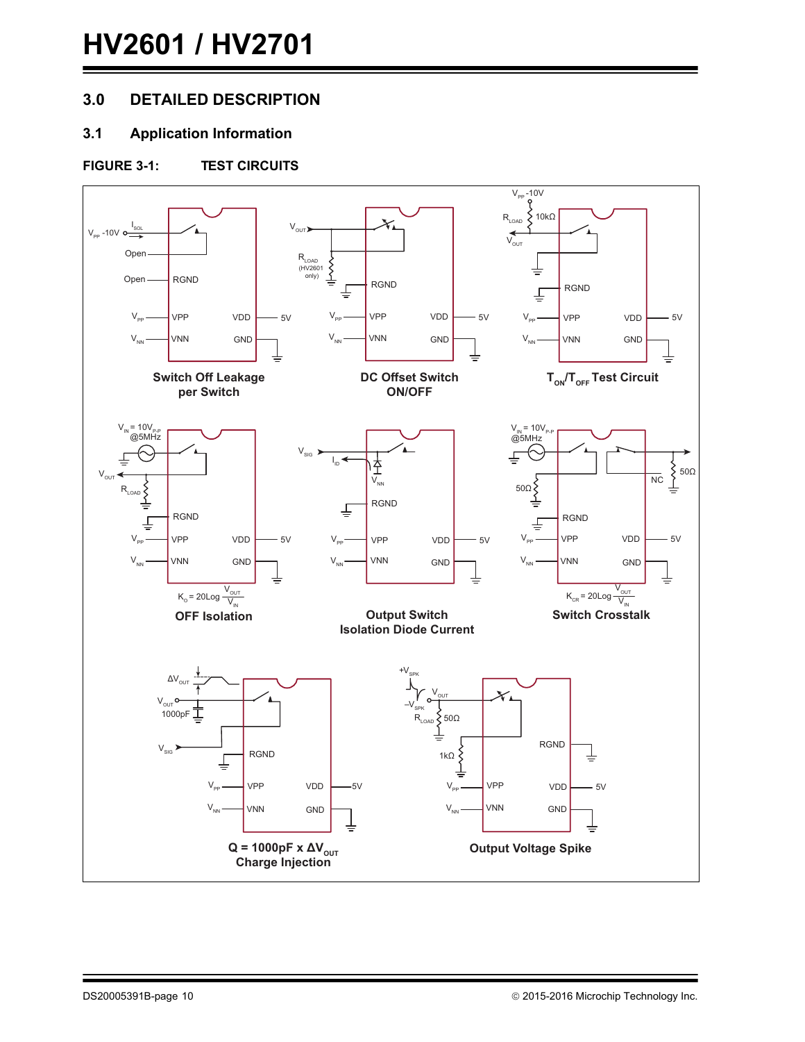## 3.0 DETAILED DESCRIPTION

### 3.1 Application Information

**FIGURE 3-1: TEST CIRCUITS**

Switch Off Leakage per Switch

DC Offset Switch ON/OFF

$T_{ON}/T_{OFF}$ Test Circuit

$K_O = 20Log \frac{V_{OUT}}{V_{IN}}$

OFF Isolation

Output Switch Isolation Diode Current

$K_{CR} = 20Log \frac{V_{OUT}}{V_{IN}}$

Switch Crosstalk

$Q = 1000pF \times \Delta V_{OUT}$

Charge Injection

Output Voltage Spike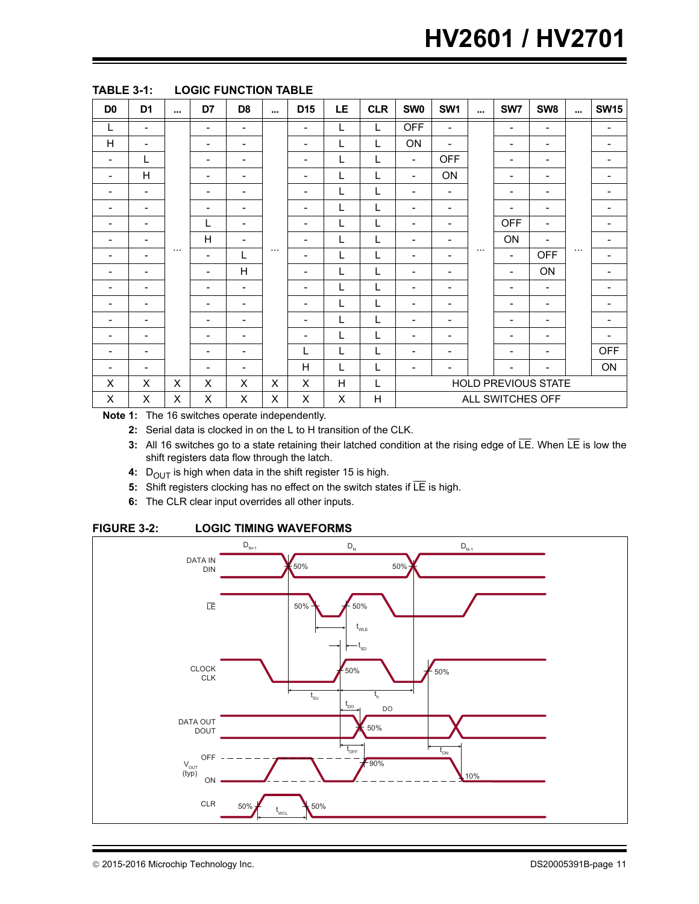**TABLE 3-1: LOGIC FUNCTION TABLE**

| D0 | D1 | ... | D7 | D8 | ... | D15 | LE | CLR | SW0 | SW1 | ... | SW7 | SW8 | ... | SW15 |
|---|---|---|---|---|---|---|---|---|---|---|---|---|---|---|---|
| L | - | ... | - | - | ... | - | L | L | OFF | - | ... | - | - | ... | - |
| H | - | | - | - | | - | L | L | ON | - | | - | - | | - |
| - | L | | - | - | | - | L | L | - | OFF | | - | - | | - |
| - | H | | - | - | | - | L | L | - | ON | | - | - | | - |
| - | - | | - | - | | - | L | L | - | - | | - | - | | - |
| - | - | | - | - | | - | L | L | - | - | | - | - | | - |
| - | - | | L | - | | - | L | L | - | - | | OFF | - | | - |
| - | - | | H | - | | - | L | L | - | - | | ON | - | | - |
| - | - | | - | L | | - | L | L | - | - | | - | OFF | | - |
| - | - | | - | H | | - | L | L | - | - | | - | ON | | - |
| - | - | | - | - | | - | L | L | - | - | | - | - | | - |
| - | - | | - | - | | - | L | L | - | - | | - | - | | - |
| - | - | | - | - | | - | L | L | - | - | | - | - | | - |
| - | - | | - | - | | - | L | L | - | - | | - | - | | - |
| - | - | | - | - | | L | L | L | - | - | | - | - | | OFF |
| - | - | | - | - | | H | L | L | - | - | | - | - | | ON |
| X | X | X | X | X | X | X | H | L | HOLD PREVIOUS STATE | | | | | | |
| X | X | X | X | X | X | X | X | H | ALL SWITCHES OFF | | | | | | |

**Note 1:** The 16 switches operate independently.

**2:** Serial data is clocked in on the L to H transition of the CLK.

**3:** All 16 switches go to a state retaining their latched condition at the rising edge of $\overline{LE}$. When $\overline{LE}$ is low the shift registers data flow through the latch.

**4:** $D_{OUT}$ is high when data in the shift register 15 is high.

**5:** Shift registers clocking has no effect on the switch states if $\overline{LE}$ is high.

**6:** The CLR clear input overrides all other inputs.

**FIGURE 3-2: LOGIC TIMING WAVEFORMS**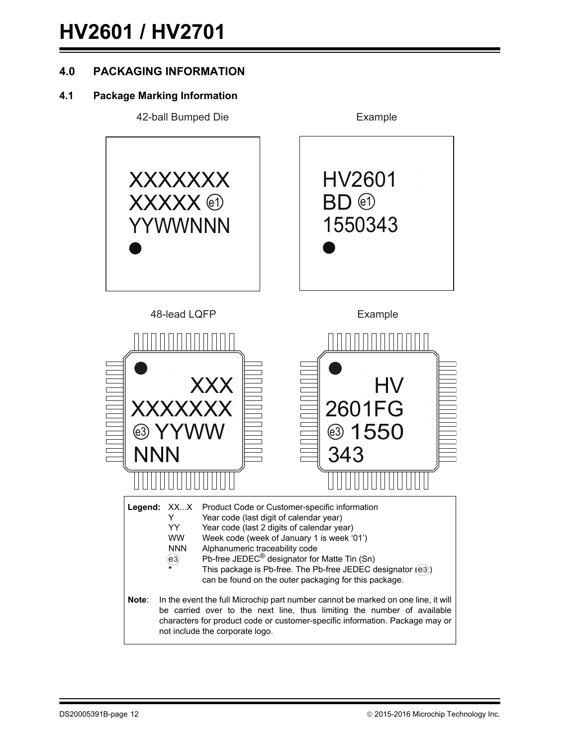## 4.0 PACKAGING INFORMATION

### 4.1 Package Marking Information

42-ball Bumped Die

```
XXXXXXX
XXXXX (e1)
YYWWNNN
●
```

Example

```
HV2601
BD (e1)
1550343
●
```

48-lead LQFP

```
●
    XXX
XXXXXXX
(e3) YYWW
NNN
```

Example

```
●
     HV
2601FG
(e3) 1550
343
```

| **Legend:** | | |
|---|---|---|
| | XX...X | Product Code or Customer-specific information |
| | Y | Year code (last digit of calendar year) |
| | YY | Year code (last 2 digits of calendar year) |
| | WW | Week code (week of January 1 is week '01') |
| | NNN | Alphanumeric traceability code |
| | (e3) | Pb-free JEDEC® designator for Matte Tin (Sn) |
| | * | This package is Pb-free. The Pb-free JEDEC designator ((e3)) can be found on the outer packaging for this package. |

**Note**: In the event the full Microchip part number cannot be marked on one line, it will be carried over to the next line, thus limiting the number of available characters for product code or customer-specific information. Package may or not include the corporate logo.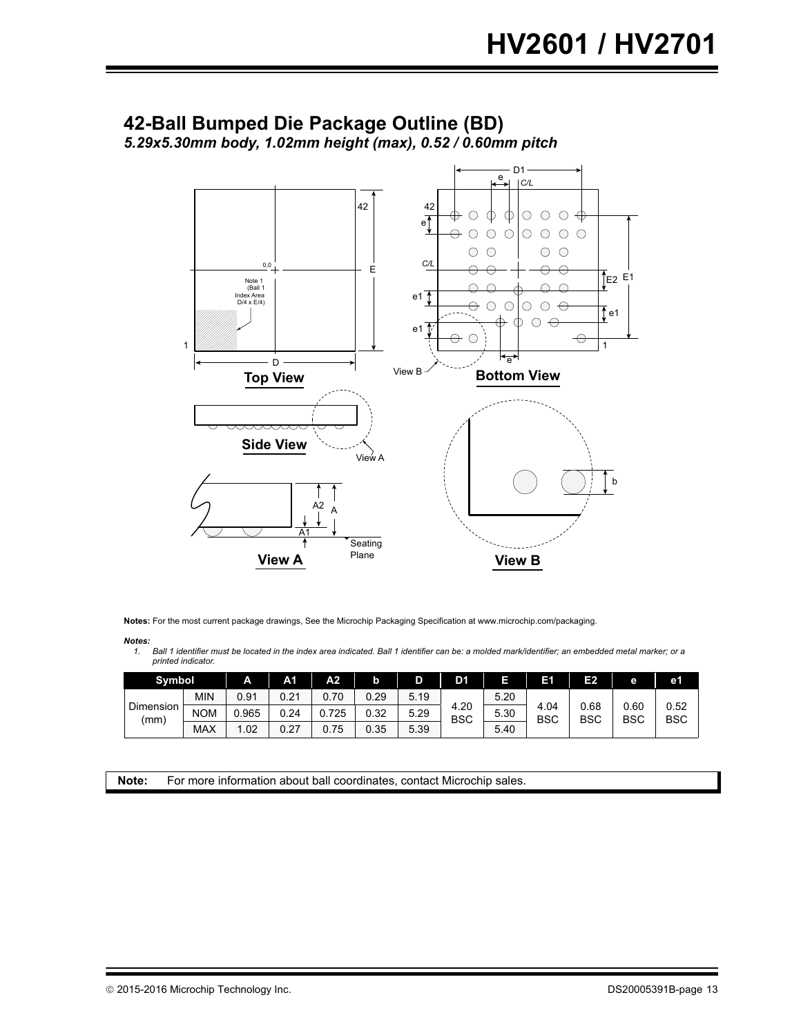## 42-Ball Bumped Die Package Outline (BD)

*5.29x5.30mm body, 1.02mm height (max), 0.52 / 0.60mm pitch*

**Top View**

**Bottom View**

**Side View**

**View A**

**View B**

**Notes:** For the most current package drawings, See the Microchip Packaging Specification at www.microchip.com/packaging.

***Notes:***

1. *Ball 1 identifier must be located in the index area indicated. Ball 1 identifier can be: a molded mark/identifier; an embedded metal marker; or a printed indicator.*

| Symbol | | A | A1 | A2 | b | D | D1 | E | E1 | E2 | e | e1 |
|---|---|---|---|---|---|---|---|---|---|---|---|---|
| Dimension (mm) | MIN | 0.91 | 0.21 | 0.70 | 0.29 | 5.19 | 4.20 BSC | 5.20 | 4.04 BSC | 0.68 BSC | 0.60 BSC | 0.52 BSC |
| | NOM | 0.965 | 0.24 | 0.725 | 0.32 | 5.29 | | 5.30 | | | | |
| | MAX | 1.02 | 0.27 | 0.75 | 0.35 | 5.39 | | 5.40 | | | | |

**Note:** For more information about ball coordinates, contact Microchip sales.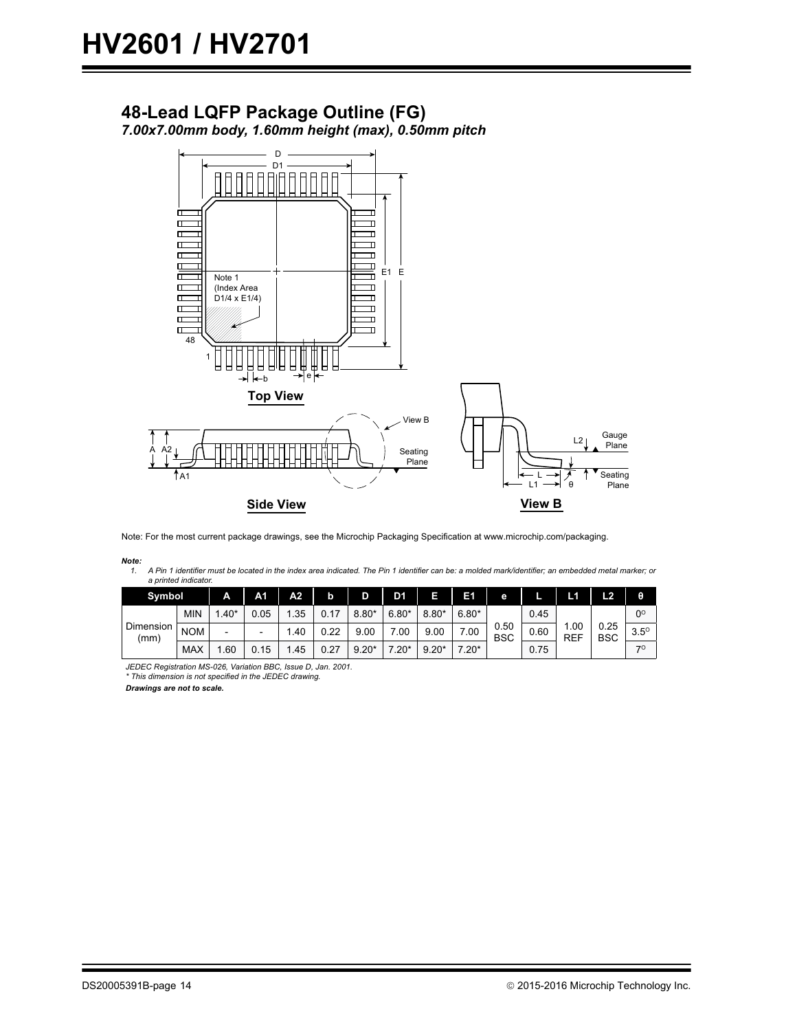## 48-Lead LQFP Package Outline (FG)

*7.00x7.00mm body, 1.60mm height (max), 0.50mm pitch*

Top View

Side View

View B

Note: For the most current package drawings, see the Microchip Packaging Specification at www.microchip.com/packaging.

***Note:***

1. *A Pin 1 identifier must be located in the index area indicated. The Pin 1 identifier can be: a molded mark/identifier; an embedded metal marker; or a printed indicator.*

| Symbol | | A | A1 | A2 | b | D | D1 | E | E1 | e | L | L1 | L2 | θ |
|---|---|---|---|---|---|---|---|---|---|---|---|---|---|---|
| Dimension (mm) | MIN | 1.40* | 0.05 | 1.35 | 0.17 | 8.80* | 6.80* | 8.80* | 6.80* | 0.50 BSC | 0.45 | 1.00 REF | 0.25 BSC | 0° |
| | NOM | - | - | 1.40 | 0.22 | 9.00 | 7.00 | 9.00 | 7.00 | | 0.60 | | | 3.5° |
| | MAX | 1.60 | 0.15 | 1.45 | 0.27 | 9.20* | 7.20* | 9.20* | 7.20* | | 0.75 | | | 7° |

*JEDEC Registration MS-026, Variation BBC, Issue D, Jan. 2001.*
*\* This dimension is not specified in the JEDEC drawing.*

***Drawings are not to scale.***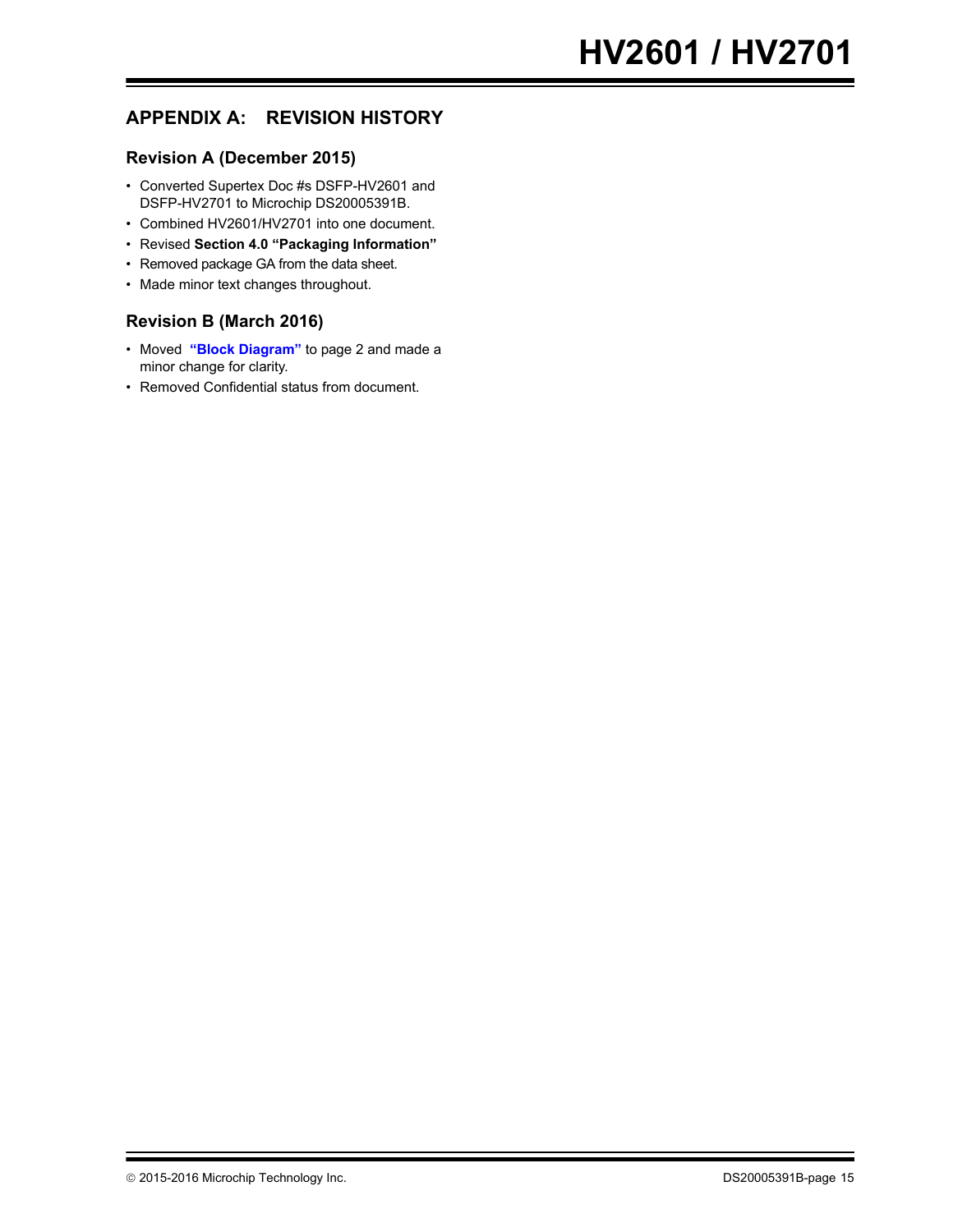## APPENDIX A: REVISION HISTORY

### Revision A (December 2015)

- Converted Supertex Doc #s DSFP-HV2601 and DSFP-HV2701 to Microchip DS20005391B.
- Combined HV2601/HV2701 into one document.
- Revised **Section 4.0 "Packaging Information"**
- Removed package GA from the data sheet.
- Made minor text changes throughout.

### Revision B (March 2016)

- Moved **"Block Diagram"** to page 2 and made a minor change for clarity.
- Removed Confidential status from document.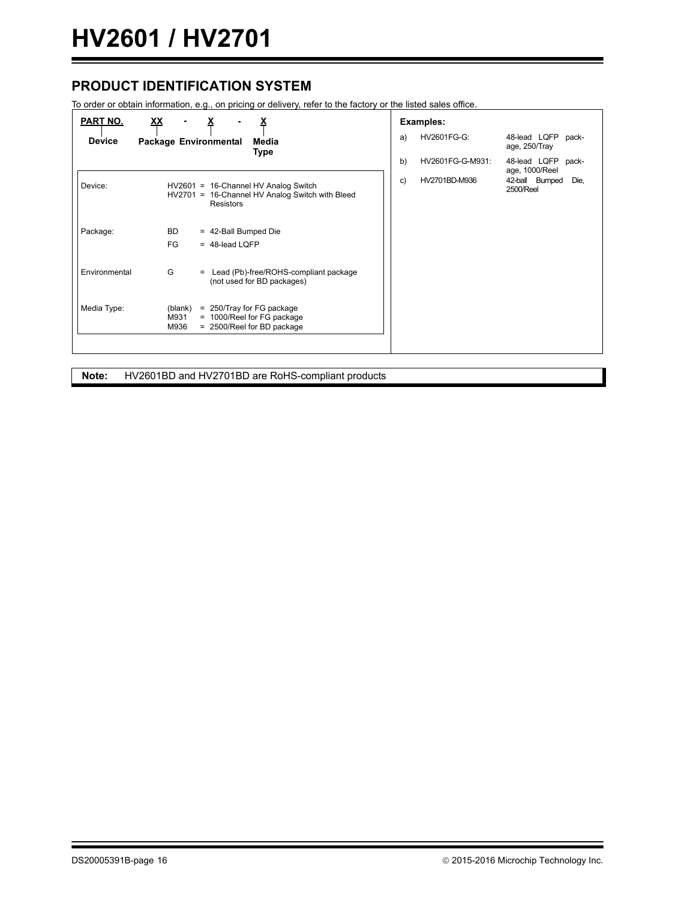## PRODUCT IDENTIFICATION SYSTEM

To order or obtain information, e.g., on pricing or delivery, refer to the factory or the listed sales office.

| PART NO. | XX | - | X | - | X |
|---|---|---|---|---|---|
| Device | Package | | Environmental | | Media Type |

| | | |
|---|---|---|
| Device: | HV2601 | = 16-Channel HV Analog Switch |
| | HV2701 | = 16-Channel HV Analog Switch with Bleed Resistors |
| Package: | BD | = 42-Ball Bumped Die |
| | FG | = 48-lead LQFP |
| Environmental | G | = Lead (Pb)-free/ROHS-compliant package (not used for BD packages) |
| Media Type: | (blank) | = 250/Tray for FG package |
| | M931 | = 1000/Reel for FG package |
| | M936 | = 2500/Reel for BD package |

**Examples:**

a) HV2601FG-G: 48-lead LQFP package, 250/Tray

b) HV2601FG-G-M931: 48-lead LQFP package, 1000/Reel

c) HV2701BD-M936 42-ball Bumped Die, 2500/Reel

**Note:** HV2601BD and HV2701BD are RoHS-compliant products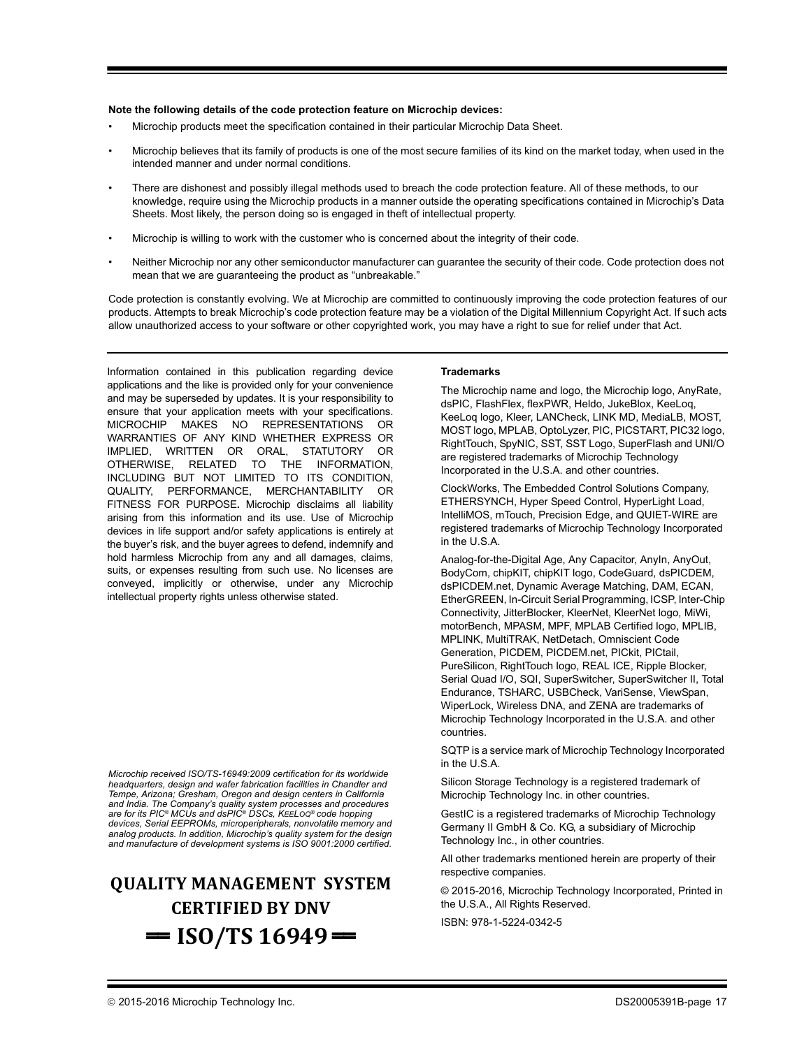**Note the following details of the code protection feature on Microchip devices:**

- Microchip products meet the specification contained in their particular Microchip Data Sheet.
- Microchip believes that its family of products is one of the most secure families of its kind on the market today, when used in the intended manner and under normal conditions.
- There are dishonest and possibly illegal methods used to breach the code protection feature. All of these methods, to our knowledge, require using the Microchip products in a manner outside the operating specifications contained in Microchip's Data Sheets. Most likely, the person doing so is engaged in theft of intellectual property.
- Microchip is willing to work with the customer who is concerned about the integrity of their code.
- Neither Microchip nor any other semiconductor manufacturer can guarantee the security of their code. Code protection does not mean that we are guaranteeing the product as "unbreakable."

Code protection is constantly evolving. We at Microchip are committed to continuously improving the code protection features of our products. Attempts to break Microchip's code protection feature may be a violation of the Digital Millennium Copyright Act. If such acts allow unauthorized access to your software or other copyrighted work, you may have a right to sue for relief under that Act.

---

Information contained in this publication regarding device applications and the like is provided only for your convenience and may be superseded by updates. It is your responsibility to ensure that your application meets with your specifications. MICROCHIP MAKES NO REPRESENTATIONS OR WARRANTIES OF ANY KIND WHETHER EXPRESS OR IMPLIED, WRITTEN OR ORAL, STATUTORY OR OTHERWISE, RELATED TO THE INFORMATION, INCLUDING BUT NOT LIMITED TO ITS CONDITION, QUALITY, PERFORMANCE, MERCHANTABILITY OR FITNESS FOR PURPOSE**.** Microchip disclaims all liability arising from this information and its use. Use of Microchip devices in life support and/or safety applications is entirely at the buyer's risk, and the buyer agrees to defend, indemnify and hold harmless Microchip from any and all damages, claims, suits, or expenses resulting from such use. No licenses are conveyed, implicitly or otherwise, under any Microchip intellectual property rights unless otherwise stated.

*Microchip received ISO/TS-16949:2009 certification for its worldwide headquarters, design and wafer fabrication facilities in Chandler and Tempe, Arizona; Gresham, Oregon and design centers in California and India. The Company's quality system processes and procedures are for its PIC® MCUs and dsPIC® DSCs, KEELOQ® code hopping devices, Serial EEPROMs, microperipherals, nonvolatile memory and analog products. In addition, Microchip's quality system for the design and manufacture of development systems is ISO 9001:2000 certified.*

**QUALITY MANAGEMENT SYSTEM CERTIFIED BY DNV**

**== ISO/TS 16949 ==**

**Trademarks**

The Microchip name and logo, the Microchip logo, AnyRate, dsPIC, FlashFlex, flexPWR, Heldo, JukeBlox, KeeLoq, KeeLoq logo, Kleer, LANCheck, LINK MD, MediaLB, MOST, MOST logo, MPLAB, OptoLyzer, PIC, PICSTART, PIC32 logo, RightTouch, SpyNIC, SST, SST Logo, SuperFlash and UNI/O are registered trademarks of Microchip Technology Incorporated in the U.S.A. and other countries.

ClockWorks, The Embedded Control Solutions Company, ETHERSYNCH, Hyper Speed Control, HyperLight Load, IntelliMOS, mTouch, Precision Edge, and QUIET-WIRE are registered trademarks of Microchip Technology Incorporated in the U.S.A.

Analog-for-the-Digital Age, Any Capacitor, AnyIn, AnyOut, BodyCom, chipKIT, chipKIT logo, CodeGuard, dsPICDEM, dsPICDEM.net, Dynamic Average Matching, DAM, ECAN, EtherGREEN, In-Circuit Serial Programming, ICSP, Inter-Chip Connectivity, JitterBlocker, KleerNet, KleerNet logo, MiWi, motorBench, MPASM, MPF, MPLAB Certified logo, MPLIB, MPLINK, MultiTRAK, NetDetach, Omniscient Code Generation, PICDEM, PICDEM.net, PICkit, PICtail, PureSilicon, RightTouch logo, REAL ICE, Ripple Blocker, Serial Quad I/O, SQI, SuperSwitcher, SuperSwitcher II, Total Endurance, TSHARC, USBCheck, VariSense, ViewSpan, WiperLock, Wireless DNA, and ZENA are trademarks of Microchip Technology Incorporated in the U.S.A. and other countries.

SQTP is a service mark of Microchip Technology Incorporated in the U.S.A.

Silicon Storage Technology is a registered trademark of Microchip Technology Inc. in other countries.

GestIC is a registered trademarks of Microchip Technology Germany II GmbH & Co. KG, a subsidiary of Microchip Technology Inc., in other countries.

All other trademarks mentioned herein are property of their respective companies.

© 2015-2016, Microchip Technology Incorporated, Printed in the U.S.A., All Rights Reserved.

ISBN: 978-1-5224-0342-5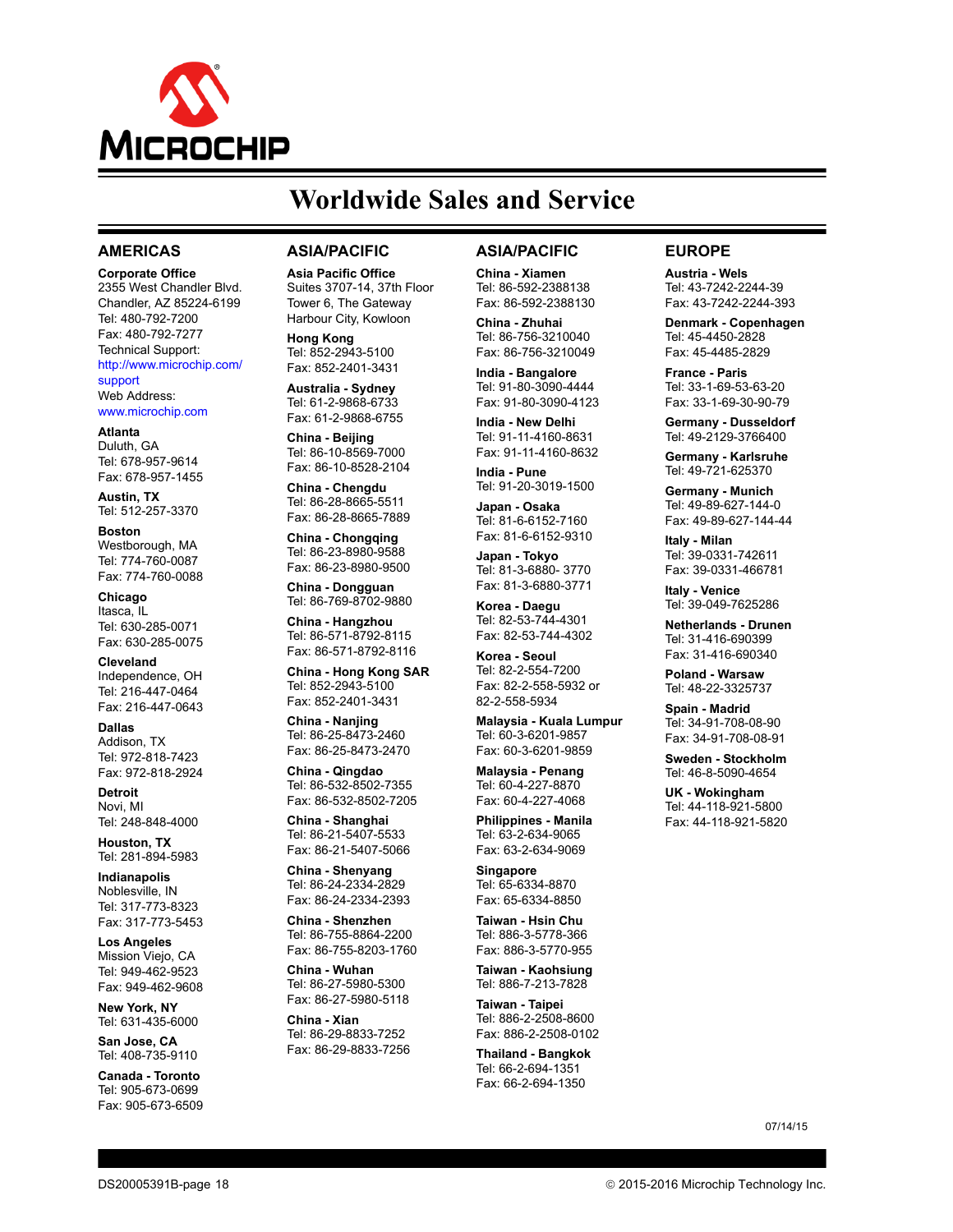# Worldwide Sales and Service

## AMERICAS

**Corporate Office**
2355 West Chandler Blvd.
Chandler, AZ 85224-6199
Tel: 480-792-7200
Fax: 480-792-7277
Technical Support:
http://www.microchip.com/support
Web Address:
www.microchip.com

**Atlanta**
Duluth, GA
Tel: 678-957-9614
Fax: 678-957-1455

**Austin, TX**
Tel: 512-257-3370

**Boston**
Westborough, MA
Tel: 774-760-0087
Fax: 774-760-0088

**Chicago**
Itasca, IL
Tel: 630-285-0071
Fax: 630-285-0075

**Cleveland**
Independence, OH
Tel: 216-447-0464
Fax: 216-447-0643

**Dallas**
Addison, TX
Tel: 972-818-7423
Fax: 972-818-2924

**Detroit**
Novi, MI
Tel: 248-848-4000

**Houston, TX**
Tel: 281-894-5983

**Indianapolis**
Noblesville, IN
Tel: 317-773-8323
Fax: 317-773-5453

**Los Angeles**
Mission Viejo, CA
Tel: 949-462-9523
Fax: 949-462-9608

**New York, NY**
Tel: 631-435-6000

**San Jose, CA**
Tel: 408-735-9110

**Canada - Toronto**
Tel: 905-673-0699
Fax: 905-673-6509

## ASIA/PACIFIC

**Asia Pacific Office**
Suites 3707-14, 37th Floor
Tower 6, The Gateway
Harbour City, Kowloon

**Hong Kong**
Tel: 852-2943-5100
Fax: 852-2401-3431

**Australia - Sydney**
Tel: 61-2-9868-6733
Fax: 61-2-9868-6755

**China - Beijing**
Tel: 86-10-8569-7000
Fax: 86-10-8528-2104

**China - Chengdu**
Tel: 86-28-8665-5511
Fax: 86-28-8665-7889

**China - Chongqing**
Tel: 86-23-8980-9588
Fax: 86-23-8980-9500

**China - Dongguan**
Tel: 86-769-8702-9880

**China - Hangzhou**
Tel: 86-571-8792-8115
Fax: 86-571-8792-8116

**China - Hong Kong SAR**
Tel: 852-2943-5100
Fax: 852-2401-3431

**China - Nanjing**
Tel: 86-25-8473-2460
Fax: 86-25-8473-2470

**China - Qingdao**
Tel: 86-532-8502-7355
Fax: 86-532-8502-7205

**China - Shanghai**
Tel: 86-21-5407-5533
Fax: 86-21-5407-5066

**China - Shenyang**
Tel: 86-24-2334-2829
Fax: 86-24-2334-2393

**China - Shenzhen**
Tel: 86-755-8864-2200
Fax: 86-755-8203-1760

**China - Wuhan**
Tel: 86-27-5980-5300
Fax: 86-27-5980-5118

**China - Xian**
Tel: 86-29-8833-7252
Fax: 86-29-8833-7256

## ASIA/PACIFIC

**China - Xiamen**
Tel: 86-592-2388138
Fax: 86-592-2388130

**China - Zhuhai**
Tel: 86-756-3210040
Fax: 86-756-3210049

**India - Bangalore**
Tel: 91-80-3090-4444
Fax: 91-80-3090-4123

**India - New Delhi**
Tel: 91-11-4160-8631
Fax: 91-11-4160-8632

**India - Pune**
Tel: 91-20-3019-1500

**Japan - Osaka**
Tel: 81-6-6152-7160
Fax: 81-6-6152-9310

**Japan - Tokyo**
Tel: 81-3-6880- 3770
Fax: 81-3-6880-3771

**Korea - Daegu**
Tel: 82-53-744-4301
Fax: 82-53-744-4302

**Korea - Seoul**
Tel: 82-2-554-7200
Fax: 82-2-558-5932 or
82-2-558-5934

**Malaysia - Kuala Lumpur**
Tel: 60-3-6201-9857
Fax: 60-3-6201-9859

**Malaysia - Penang**
Tel: 60-4-227-8870
Fax: 60-4-227-4068

**Philippines - Manila**
Tel: 63-2-634-9065
Fax: 63-2-634-9069

**Singapore**
Tel: 65-6334-8870
Fax: 65-6334-8850

**Taiwan - Hsin Chu**
Tel: 886-3-5778-366
Fax: 886-3-5770-955

**Taiwan - Kaohsiung**
Tel: 886-7-213-7828

**Taiwan - Taipei**
Tel: 886-2-2508-8600
Fax: 886-2-2508-0102

**Thailand - Bangkok**
Tel: 66-2-694-1351
Fax: 66-2-694-1350

## EUROPE

**Austria - Wels**
Tel: 43-7242-2244-39
Fax: 43-7242-2244-393

**Denmark - Copenhagen**
Tel: 45-4450-2828
Fax: 45-4485-2829

**France - Paris**
Tel: 33-1-69-53-63-20
Fax: 33-1-69-30-90-79

**Germany - Dusseldorf**
Tel: 49-2129-3766400

**Germany - Karlsruhe**
Tel: 49-721-625370

**Germany - Munich**
Tel: 49-89-627-144-0
Fax: 49-89-627-144-44

**Italy - Milan**
Tel: 39-0331-742611
Fax: 39-0331-466781

**Italy - Venice**
Tel: 39-049-7625286

**Netherlands - Drunen**
Tel: 31-416-690399
Fax: 31-416-690340

**Poland - Warsaw**
Tel: 48-22-3325737

**Spain - Madrid**
Tel: 34-91-708-08-90
Fax: 34-91-708-08-91

**Sweden - Stockholm**
Tel: 46-8-5090-4654

**UK - Wokingham**
Tel: 44-118-921-5800
Fax: 44-118-921-5820

07/14/15